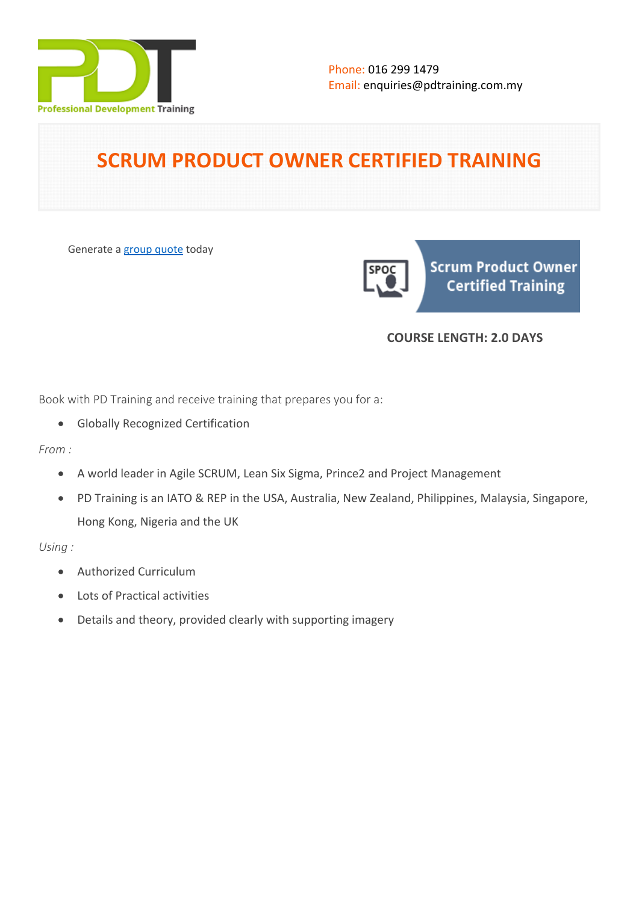Phone: 016 299 1479
Email: enquiries@pdtraining.com.my

# SCRUM PRODUCT OWNER CERTIFIED TRAINING

Generate a group quote today

**COURSE LENGTH: 2.0 DAYS**

Book with PD Training and receive training that prepares you for a:

- Globally Recognized Certification

*From :*

- A world leader in Agile SCRUM, Lean Six Sigma, Prince2 and Project Management
- PD Training is an IATO & REP in the USA, Australia, New Zealand, Philippines, Malaysia, Singapore, Hong Kong, Nigeria and the UK

*Using :*

- Authorized Curriculum
- Lots of Practical activities
- Details and theory, provided clearly with supporting imagery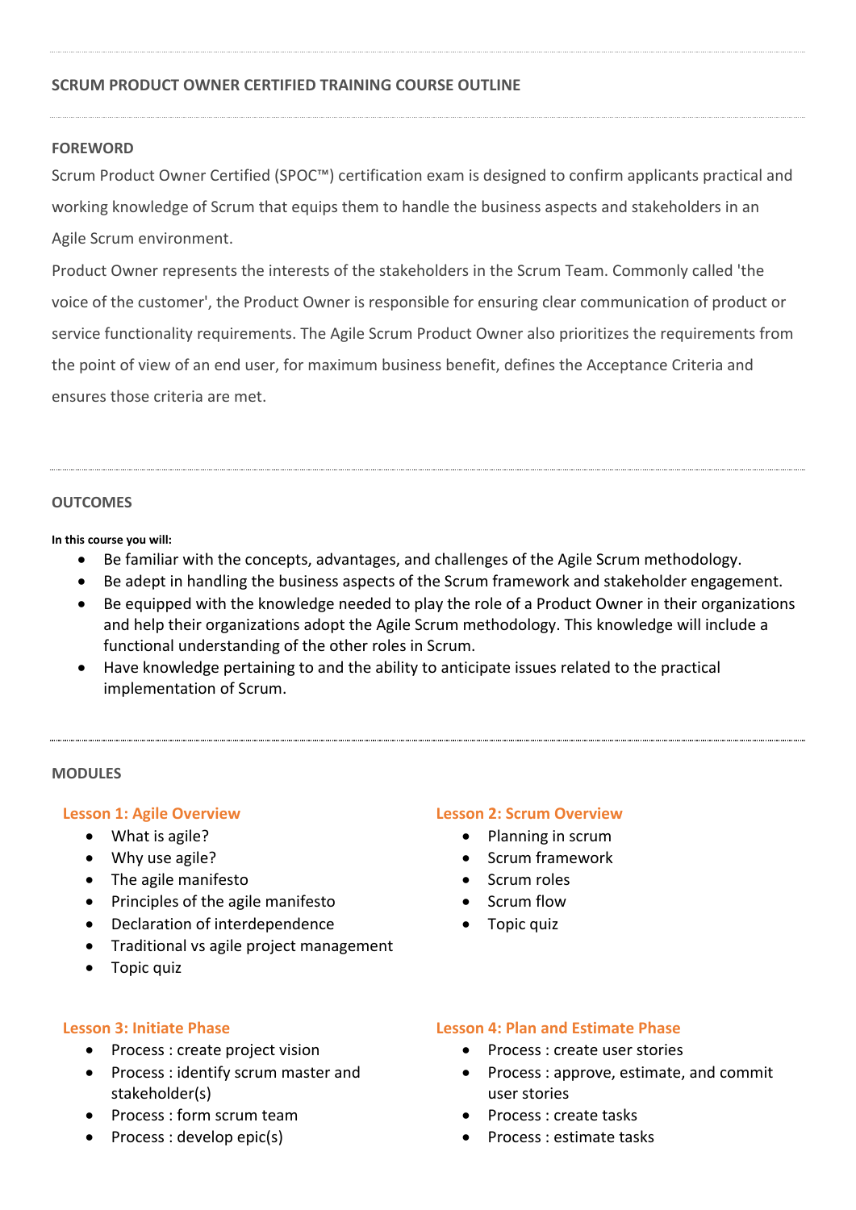## SCRUM PRODUCT OWNER CERTIFIED TRAINING COURSE OUTLINE

### FOREWORD

Scrum Product Owner Certified (SPOC™) certification exam is designed to confirm applicants practical and working knowledge of Scrum that equips them to handle the business aspects and stakeholders in an Agile Scrum environment.

Product Owner represents the interests of the stakeholders in the Scrum Team. Commonly called 'the voice of the customer', the Product Owner is responsible for ensuring clear communication of product or service functionality requirements. The Agile Scrum Product Owner also prioritizes the requirements from the point of view of an end user, for maximum business benefit, defines the Acceptance Criteria and ensures those criteria are met.

### OUTCOMES

**In this course you will:**

- Be familiar with the concepts, advantages, and challenges of the Agile Scrum methodology.
- Be adept in handling the business aspects of the Scrum framework and stakeholder engagement.
- Be equipped with the knowledge needed to play the role of a Product Owner in their organizations and help their organizations adopt the Agile Scrum methodology. This knowledge will include a functional understanding of the other roles in Scrum.
- Have knowledge pertaining to and the ability to anticipate issues related to the practical implementation of Scrum.

### MODULES

#### Lesson 1: Agile Overview

- What is agile?
- Why use agile?
- The agile manifesto
- Principles of the agile manifesto
- Declaration of interdependence
- Traditional vs agile project management
- Topic quiz

#### Lesson 2: Scrum Overview

- Planning in scrum
- Scrum framework
- Scrum roles
- Scrum flow
- Topic quiz

#### Lesson 3: Initiate Phase

- Process : create project vision
- Process : identify scrum master and stakeholder(s)
- Process : form scrum team
- Process : develop epic(s)

#### Lesson 4: Plan and Estimate Phase

- Process : create user stories
- Process : approve, estimate, and commit user stories
- Process : create tasks
- Process : estimate tasks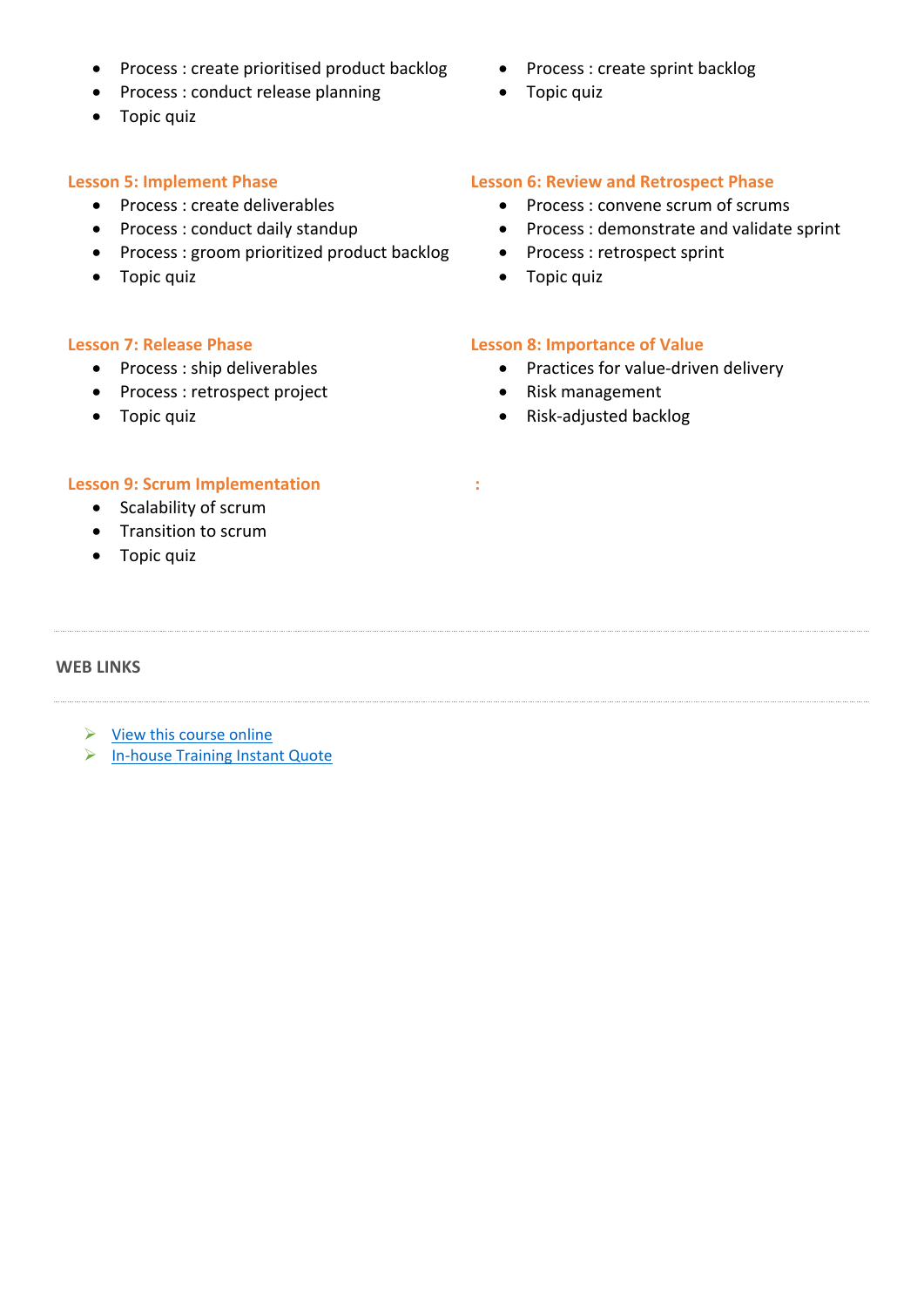- Process : create prioritised product backlog
- Process : conduct release planning
- Topic quiz

- Process : create sprint backlog
- Topic quiz

### Lesson 5: Implement Phase

- Process : create deliverables
- Process : conduct daily standup
- Process : groom prioritized product backlog
- Topic quiz

### Lesson 6: Review and Retrospect Phase

- Process : convene scrum of scrums
- Process : demonstrate and validate sprint
- Process : retrospect sprint
- Topic quiz

### Lesson 7: Release Phase

- Process : ship deliverables
- Process : retrospect project
- Topic quiz

### Lesson 8: Importance of Value

- Practices for value-driven delivery
- Risk management
- Risk-adjusted backlog

### Lesson 9: Scrum Implementation

- Scalability of scrum
- Transition to scrum
- Topic quiz

:

## WEB LINKS

- View this course online
- In-house Training Instant Quote